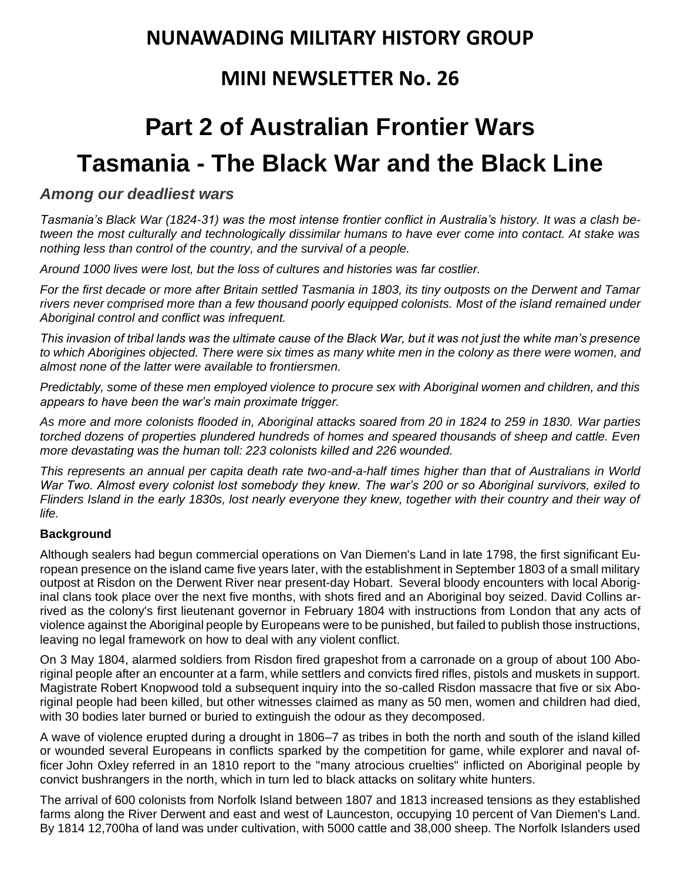# NUNAWADING MILITARY HISTORY GROUP

## MINI NEWSLETTER No. 26

# Part 2 of Australian Frontier Wars Tasmania - The Black War and the Black Line

### *Among our deadliest wars*

*Tasmania's Black War (1824-31) was the most intense frontier conflict in Australia's history. It was a clash between the most culturally and technologically dissimilar humans to have ever come into contact. At stake was nothing less than control of the country, and the survival of a people.*

*Around 1000 lives were lost, but the loss of cultures and histories was far costlier.*

*For the first decade or more after Britain settled Tasmania in 1803, its tiny outposts on the Derwent and Tamar rivers never comprised more than a few thousand poorly equipped colonists. Most of the island remained under Aboriginal control and conflict was infrequent.*

*This invasion of tribal lands was the ultimate cause of the Black War, but it was not just the white man's presence to which Aborigines objected. There were six times as many white men in the colony as there were women, and almost none of the latter were available to frontiersmen.*

*Predictably, some of these men employed violence to procure sex with Aboriginal women and children, and this appears to have been the war's main proximate trigger.*

*As more and more colonists flooded in, Aboriginal attacks soared from 20 in 1824 to 259 in 1830. War parties torched dozens of properties plundered hundreds of homes and speared thousands of sheep and cattle. Even more devastating was the human toll: 223 colonists killed and 226 wounded.*

*This represents an annual per capita death rate two-and-a-half times higher than that of Australians in World War Two. Almost every colonist lost somebody they knew. The war's 200 or so Aboriginal survivors, exiled to Flinders Island in the early 1830s, lost nearly everyone they knew, together with their country and their way of life.*

**Background**

Although sealers had begun commercial operations on Van Diemen's Land in late 1798, the first significant European presence on the island came five years later, with the establishment in September 1803 of a small military outpost at Risdon on the Derwent River near present-day Hobart. Several bloody encounters with local Aboriginal clans took place over the next five months, with shots fired and an Aboriginal boy seized. David Collins arrived as the colony's first lieutenant governor in February 1804 with instructions from London that any acts of violence against the Aboriginal people by Europeans were to be punished, but failed to publish those instructions, leaving no legal framework on how to deal with any violent conflict.

On 3 May 1804, alarmed soldiers from Risdon fired grapeshot from a carronade on a group of about 100 Aboriginal people after an encounter at a farm, while settlers and convicts fired rifles, pistols and muskets in support. Magistrate Robert Knopwood told a subsequent inquiry into the so-called Risdon massacre that five or six Aboriginal people had been killed, but other witnesses claimed as many as 50 men, women and children had died, with 30 bodies later burned or buried to extinguish the odour as they decomposed.

A wave of violence erupted during a drought in 1806–7 as tribes in both the north and south of the island killed or wounded several Europeans in conflicts sparked by the competition for game, while explorer and naval officer John Oxley referred in an 1810 report to the "many atrocious cruelties" inflicted on Aboriginal people by convict bushrangers in the north, which in turn led to black attacks on solitary white hunters.

The arrival of 600 colonists from Norfolk Island between 1807 and 1813 increased tensions as they established farms along the River Derwent and east and west of Launceston, occupying 10 percent of Van Diemen's Land. By 1814 12,700ha of land was under cultivation, with 5000 cattle and 38,000 sheep. The Norfolk Islanders used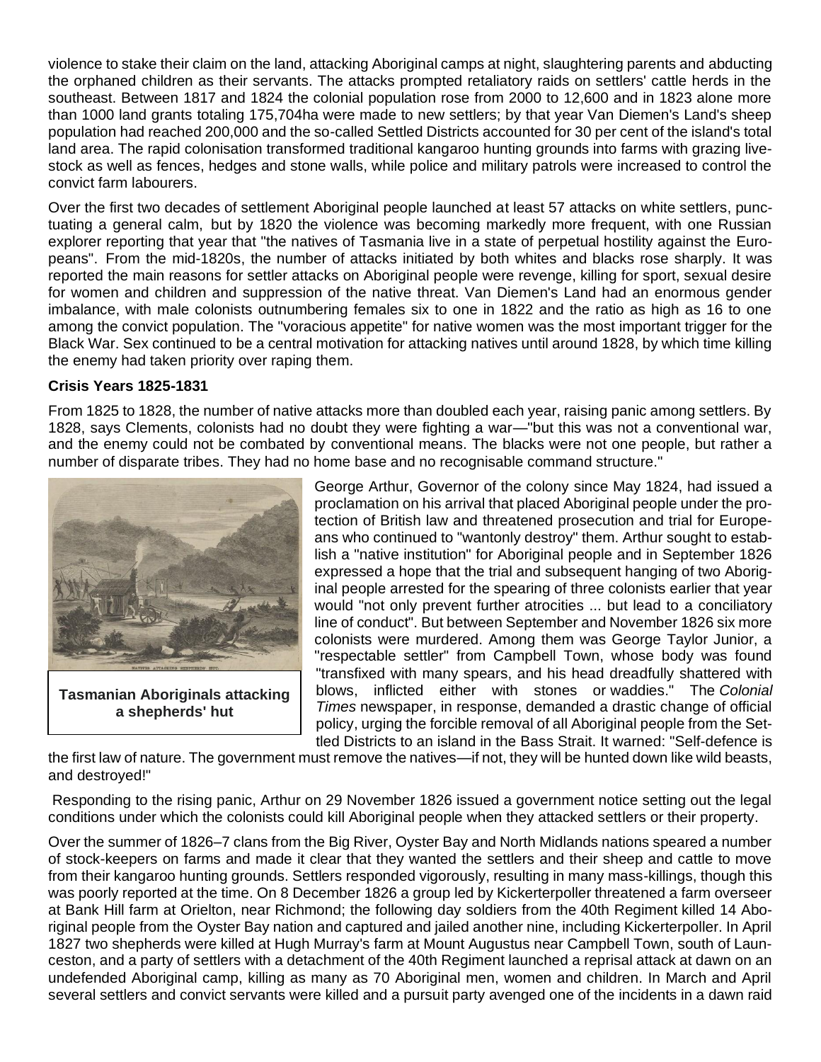violence to stake their claim on the land, attacking Aboriginal camps at night, slaughtering parents and abducting the orphaned children as their servants. The attacks prompted retaliatory raids on settlers' cattle herds in the southeast. Between 1817 and 1824 the colonial population rose from 2000 to 12,600 and in 1823 alone more than 1000 land grants totaling 175,704ha were made to new settlers; by that year Van Diemen's Land's sheep population had reached 200,000 and the so-called Settled Districts accounted for 30 per cent of the island's total land area. The rapid colonisation transformed traditional kangaroo hunting grounds into farms with grazing livestock as well as fences, hedges and stone walls, while police and military patrols were increased to control the convict farm labourers.

Over the first two decades of settlement Aboriginal people launched at least 57 attacks on white settlers, punctuating a general calm, but by 1820 the violence was becoming markedly more frequent, with one Russian explorer reporting that year that "the natives of Tasmania live in a state of perpetual hostility against the Europeans". From the mid-1820s, the number of attacks initiated by both whites and blacks rose sharply. It was reported the main reasons for settler attacks on Aboriginal people were revenge, killing for sport, sexual desire for women and children and suppression of the native threat. Van Diemen's Land had an enormous gender imbalance, with male colonists outnumbering females six to one in 1822 and the ratio as high as 16 to one among the convict population. The "voracious appetite" for native women was the most important trigger for the Black War. Sex continued to be a central motivation for attacking natives until around 1828, by which time killing the enemy had taken priority over raping them.

**Crisis Years 1825-1831**

From 1825 to 1828, the number of native attacks more than doubled each year, raising panic among settlers. By 1828, says Clements, colonists had no doubt they were fighting a war—"but this was not a conventional war, and the enemy could not be combated by conventional means. The blacks were not one people, but rather a number of disparate tribes. They had no home base and no recognisable command structure."

**Tasmanian Aboriginals attacking a shepherds' hut**

George Arthur, Governor of the colony since May 1824, had issued a proclamation on his arrival that placed Aboriginal people under the protection of British law and threatened prosecution and trial for Europeans who continued to "wantonly destroy" them. Arthur sought to establish a "native institution" for Aboriginal people and in September 1826 expressed a hope that the trial and subsequent hanging of two Aboriginal people arrested for the spearing of three colonists earlier that year would "not only prevent further atrocities ... but lead to a conciliatory line of conduct". But between September and November 1826 six more colonists were murdered. Among them was George Taylor Junior, a "respectable settler" from Campbell Town, whose body was found "transfixed with many spears, and his head dreadfully shattered with blows, inflicted either with stones or waddies." The *Colonial Times* newspaper, in response, demanded a drastic change of official policy, urging the forcible removal of all Aboriginal people from the Settled Districts to an island in the Bass Strait. It warned: "Self-defence is the first law of nature. The government must remove the natives—if not, they will be hunted down like wild beasts, and destroyed!"

Responding to the rising panic, Arthur on 29 November 1826 issued a government notice setting out the legal conditions under which the colonists could kill Aboriginal people when they attacked settlers or their property.

Over the summer of 1826–7 clans from the Big River, Oyster Bay and North Midlands nations speared a number of stock-keepers on farms and made it clear that they wanted the settlers and their sheep and cattle to move from their kangaroo hunting grounds. Settlers responded vigorously, resulting in many mass-killings, though this was poorly reported at the time. On 8 December 1826 a group led by Kickerterpoller threatened a farm overseer at Bank Hill farm at Orielton, near Richmond; the following day soldiers from the 40th Regiment killed 14 Aboriginal people from the Oyster Bay nation and captured and jailed another nine, including Kickerterpoller. In April 1827 two shepherds were killed at Hugh Murray's farm at Mount Augustus near Campbell Town, south of Launceston, and a party of settlers with a detachment of the 40th Regiment launched a reprisal attack at dawn on an undefended Aboriginal camp, killing as many as 70 Aboriginal men, women and children. In March and April several settlers and convict servants were killed and a pursuit party avenged one of the incidents in a dawn raid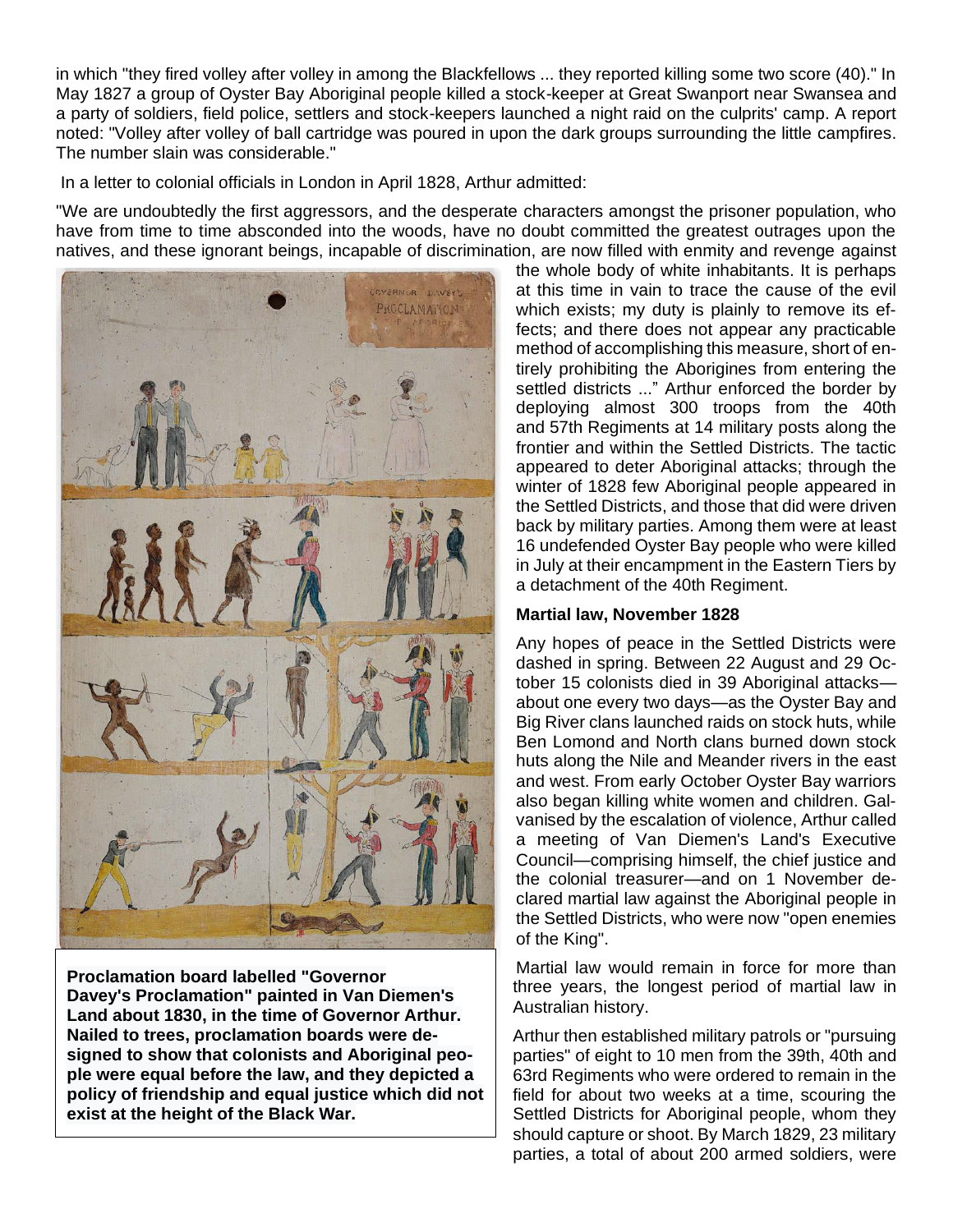in which "they fired volley after volley in among the Blackfellows ... they reported killing some two score (40)." In May 1827 a group of Oyster Bay Aboriginal people killed a stock-keeper at Great Swanport near Swansea and a party of soldiers, field police, settlers and stock-keepers launched a night raid on the culprits' camp. A report noted: "Volley after volley of ball cartridge was poured in upon the dark groups surrounding the little campfires. The number slain was considerable."

In a letter to colonial officials in London in April 1828, Arthur admitted:

"We are undoubtedly the first aggressors, and the desperate characters amongst the prisoner population, who have from time to time absconded into the woods, have no doubt committed the greatest outrages upon the natives, and these ignorant beings, incapable of discrimination, are now filled with enmity and revenge against the whole body of white inhabitants. It is perhaps at this time in vain to trace the cause of the evil which exists; my duty is plainly to remove its effects; and there does not appear any practicable method of accomplishing this measure, short of entirely prohibiting the Aborigines from entering the settled districts ..." Arthur enforced the border by deploying almost 300 troops from the 40th and 57th Regiments at 14 military posts along the frontier and within the Settled Districts. The tactic appeared to deter Aboriginal attacks; through the winter of 1828 few Aboriginal people appeared in the Settled Districts, and those that did were driven back by military parties. Among them were at least 16 undefended Oyster Bay people who were killed in July at their encampment in the Eastern Tiers by a detachment of the 40th Regiment.

**Proclamation board labelled "Governor Davey's Proclamation" painted in Van Diemen's Land about 1830, in the time of Governor Arthur. Nailed to trees, proclamation boards were designed to show that colonists and Aboriginal people were equal before the law, and they depicted a policy of friendship and equal justice which did not exist at the height of the Black War.**

### Martial law, November 1828

Any hopes of peace in the Settled Districts were dashed in spring. Between 22 August and 29 October 15 colonists died in 39 Aboriginal attacks—about one every two days—as the Oyster Bay and Big River clans launched raids on stock huts, while Ben Lomond and North clans burned down stock huts along the Nile and Meander rivers in the east and west. From early October Oyster Bay warriors also began killing white women and children. Galvanised by the escalation of violence, Arthur called a meeting of Van Diemen's Land's Executive Council—comprising himself, the chief justice and the colonial treasurer—and on 1 November declared martial law against the Aboriginal people in the Settled Districts, who were now "open enemies of the King".

Martial law would remain in force for more than three years, the longest period of martial law in Australian history.

Arthur then established military patrols or "pursuing parties" of eight to 10 men from the 39th, 40th and 63rd Regiments who were ordered to remain in the field for about two weeks at a time, scouring the Settled Districts for Aboriginal people, whom they should capture or shoot. By March 1829, 23 military parties, a total of about 200 armed soldiers, were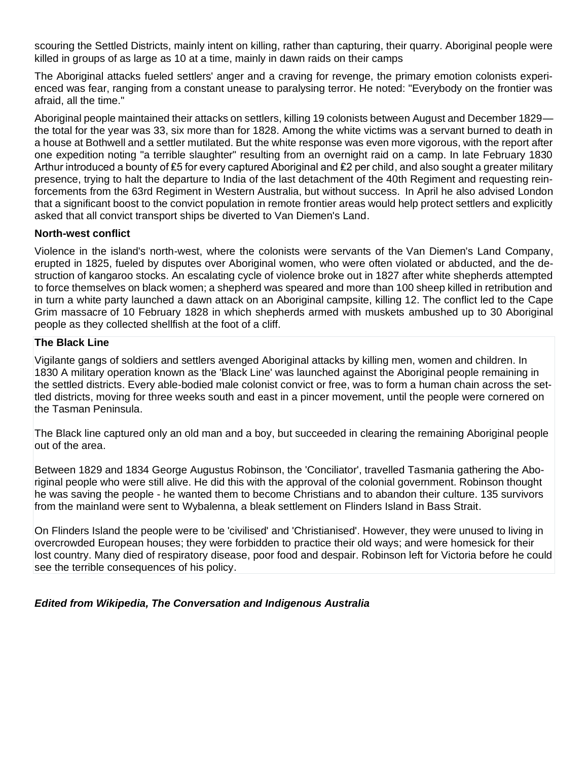scouring the Settled Districts, mainly intent on killing, rather than capturing, their quarry. Aboriginal people were killed in groups of as large as 10 at a time, mainly in dawn raids on their camps

The Aboriginal attacks fueled settlers' anger and a craving for revenge, the primary emotion colonists experienced was fear, ranging from a constant unease to paralysing terror. He noted: "Everybody on the frontier was afraid, all the time."

Aboriginal people maintained their attacks on settlers, killing 19 colonists between August and December 1829—the total for the year was 33, six more than for 1828. Among the white victims was a servant burned to death in a house at Bothwell and a settler mutilated. But the white response was even more vigorous, with the report after one expedition noting "a terrible slaughter" resulting from an overnight raid on a camp. In late February 1830 Arthur introduced a bounty of £5 for every captured Aboriginal and £2 per child, and also sought a greater military presence, trying to halt the departure to India of the last detachment of the 40th Regiment and requesting reinforcements from the 63rd Regiment in Western Australia, but without success. In April he also advised London that a significant boost to the convict population in remote frontier areas would help protect settlers and explicitly asked that all convict transport ships be diverted to Van Diemen's Land.

**North-west conflict**

Violence in the island's north-west, where the colonists were servants of the Van Diemen's Land Company, erupted in 1825, fueled by disputes over Aboriginal women, who were often violated or abducted, and the destruction of kangaroo stocks. An escalating cycle of violence broke out in 1827 after white shepherds attempted to force themselves on black women; a shepherd was speared and more than 100 sheep killed in retribution and in turn a white party launched a dawn attack on an Aboriginal campsite, killing 12. The conflict led to the Cape Grim massacre of 10 February 1828 in which shepherds armed with muskets ambushed up to 30 Aboriginal people as they collected shellfish at the foot of a cliff.

**The Black Line**

Vigilante gangs of soldiers and settlers avenged Aboriginal attacks by killing men, women and children. In 1830 A military operation known as the 'Black Line' was launched against the Aboriginal people remaining in the settled districts. Every able-bodied male colonist convict or free, was to form a human chain across the settled districts, moving for three weeks south and east in a pincer movement, until the people were cornered on the Tasman Peninsula.

The Black line captured only an old man and a boy, but succeeded in clearing the remaining Aboriginal people out of the area.

Between 1829 and 1834 George Augustus Robinson, the 'Conciliator', travelled Tasmania gathering the Aboriginal people who were still alive. He did this with the approval of the colonial government. Robinson thought he was saving the people - he wanted them to become Christians and to abandon their culture. 135 survivors from the mainland were sent to Wybalenna, a bleak settlement on Flinders Island in Bass Strait.

On Flinders Island the people were to be 'civilised' and 'Christianised'. However, they were unused to living in overcrowded European houses; they were forbidden to practice their old ways; and were homesick for their lost country. Many died of respiratory disease, poor food and despair. Robinson left for Victoria before he could see the terrible consequences of his policy.

***Edited from Wikipedia, The Conversation and Indigenous Australia***